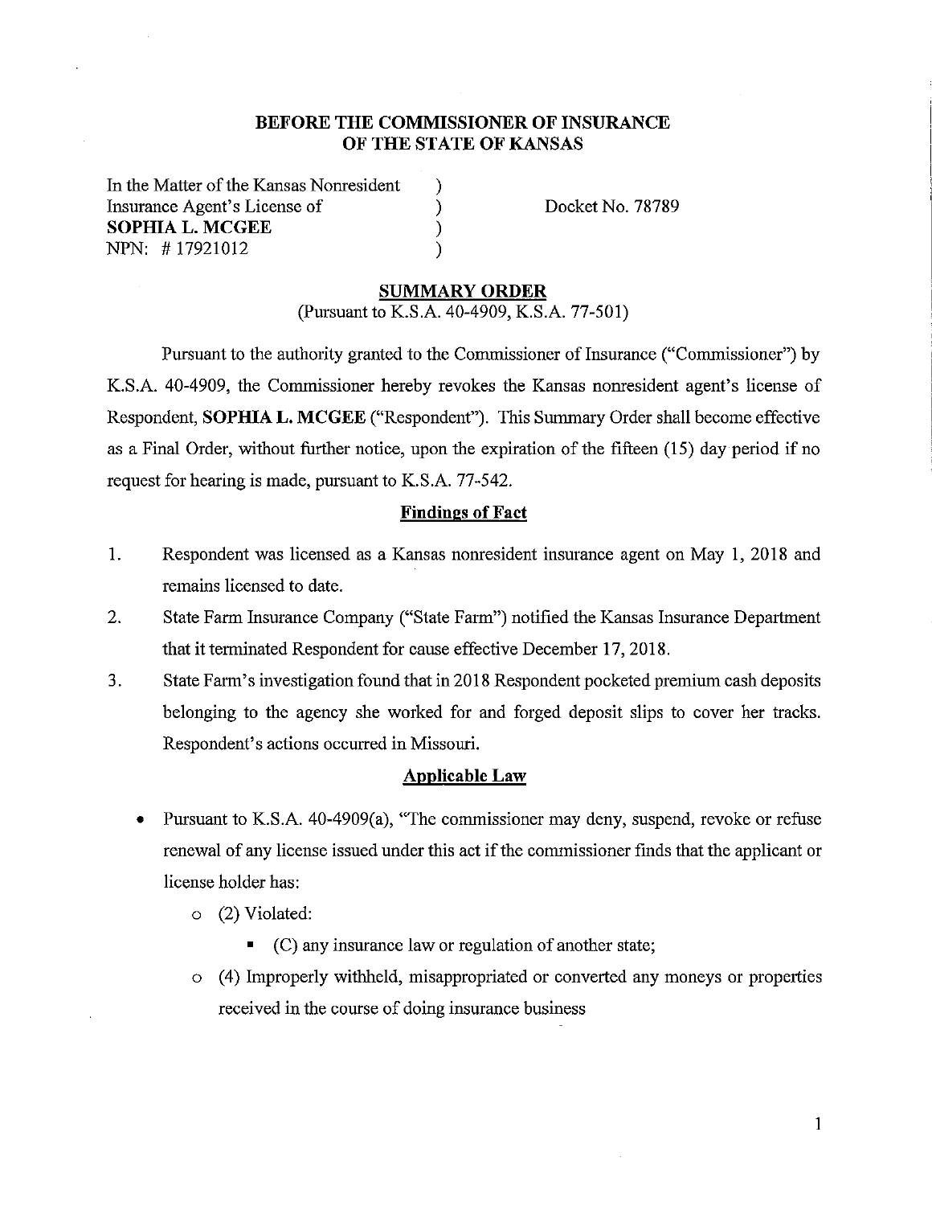**BEFORE THE COMMISSIONER OF INSURANCE**
**OF THE STATE OF KANSAS**

| | | |
|---|---|---|
| In the Matter of the Kansas Nonresident | ) | Docket No. 78789 |
| Insurance Agent's License of | ) | |
| **SOPHIA L. MCGEE** | ) | |
| NPN: # 17921012 | ) | |

## SUMMARY ORDER

(Pursuant to K.S.A. 40-4909, K.S.A. 77-501)

Pursuant to the authority granted to the Commissioner of Insurance ("Commissioner") by K.S.A. 40-4909, the Commissioner hereby revokes the Kansas nonresident agent's license of Respondent, **SOPHIA L. MCGEE** ("Respondent"). This Summary Order shall become effective as a Final Order, without further notice, upon the expiration of the fifteen (15) day period if no request for hearing is made, pursuant to K.S.A. 77-542.

### Findings of Fact

1. Respondent was licensed as a Kansas nonresident insurance agent on May 1, 2018 and remains licensed to date.
2. State Farm Insurance Company ("State Farm") notified the Kansas Insurance Department that it terminated Respondent for cause effective December 17, 2018.
3. State Farm's investigation found that in 2018 Respondent pocketed premium cash deposits belonging to the agency she worked for and forged deposit slips to cover her tracks. Respondent's actions occurred in Missouri.

### Applicable Law

- Pursuant to K.S.A. 40-4909(a), "The commissioner may deny, suspend, revoke or refuse renewal of any license issued under this act if the commissioner finds that the applicant or license holder has:
  - (2) Violated:
    - (C) any insurance law or regulation of another state;
  - (4) Improperly withheld, misappropriated or converted any moneys or properties received in the course of doing insurance business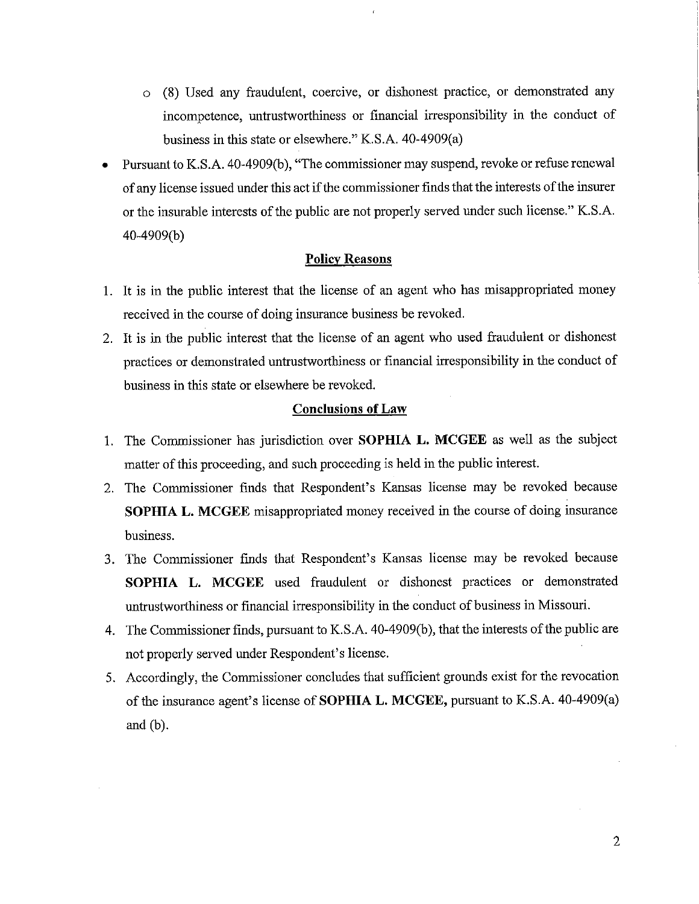- (8) Used any fraudulent, coercive, or dishonest practice, or demonstrated any incompetence, untrustworthiness or financial irresponsibility in the conduct of business in this state or elsewhere." K.S.A. 40-4909(a)

- Pursuant to K.S.A. 40-4909(b), "The commissioner may suspend, revoke or refuse renewal of any license issued under this act if the commissioner finds that the interests of the insurer or the insurable interests of the public are not properly served under such license." K.S.A. 40-4909(b)

## Policy Reasons

1. It is in the public interest that the license of an agent who has misappropriated money received in the course of doing insurance business be revoked.
2. It is in the public interest that the license of an agent who used fraudulent or dishonest practices or demonstrated untrustworthiness or financial irresponsibility in the conduct of business in this state or elsewhere be revoked.

## Conclusions of Law

1. The Commissioner has jurisdiction over **SOPHIA L. MCGEE** as well as the subject matter of this proceeding, and such proceeding is held in the public interest.
2. The Commissioner finds that Respondent's Kansas license may be revoked because **SOPHIA L. MCGEE** misappropriated money received in the course of doing insurance business.
3. The Commissioner finds that Respondent's Kansas license may be revoked because **SOPHIA L. MCGEE** used fraudulent or dishonest practices or demonstrated untrustworthiness or financial irresponsibility in the conduct of business in Missouri.
4. The Commissioner finds, pursuant to K.S.A. 40-4909(b), that the interests of the public are not properly served under Respondent's license.
5. Accordingly, the Commissioner concludes that sufficient grounds exist for the revocation of the insurance agent's license of **SOPHIA L. MCGEE,** pursuant to K.S.A. 40-4909(a) and (b).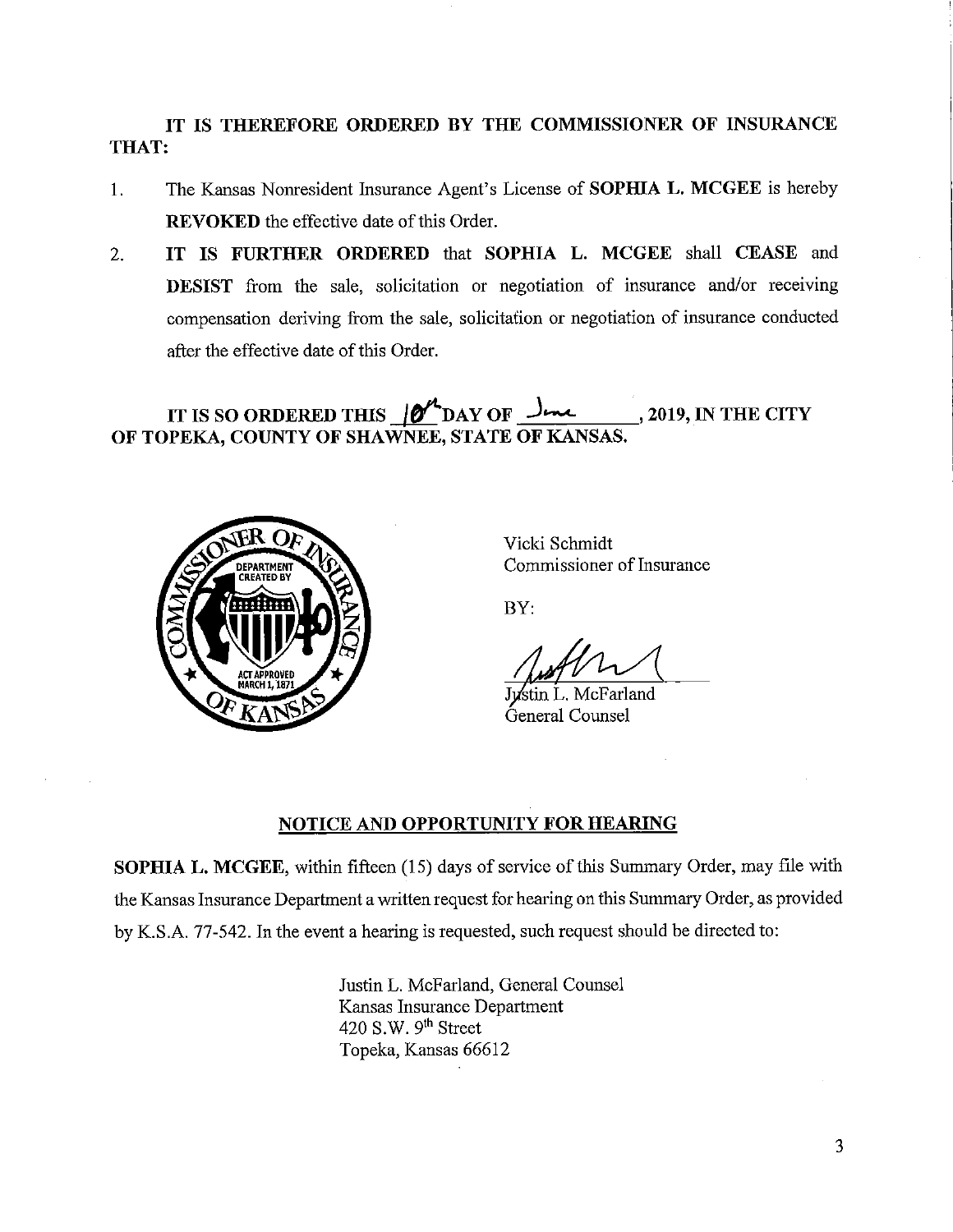**IT IS THEREFORE ORDERED BY THE COMMISSIONER OF INSURANCE THAT:**

1. The Kansas Nonresident Insurance Agent's License of **SOPHIA L. MCGEE** is hereby **REVOKED** the effective date of this Order.
2. **IT IS FURTHER ORDERED** that **SOPHIA L. MCGEE** shall **CEASE** and **DESIST** from the sale, solicitation or negotiation of insurance and/or receiving compensation deriving from the sale, solicitation or negotiation of insurance conducted after the effective date of this Order.

**IT IS SO ORDERED THIS 10th DAY OF June, 2019, IN THE CITY OF TOPEKA, COUNTY OF SHAWNEE, STATE OF KANSAS.**

Vicki Schmidt
Commissioner of Insurance

BY:

Justin L. McFarland
General Counsel

## NOTICE AND OPPORTUNITY FOR HEARING

**SOPHIA L. MCGEE**, within fifteen (15) days of service of this Summary Order, may file with the Kansas Insurance Department a written request for hearing on this Summary Order, as provided by K.S.A. 77-542. In the event a hearing is requested, such request should be directed to:

Justin L. McFarland, General Counsel
Kansas Insurance Department
420 S.W. 9th Street
Topeka, Kansas 66612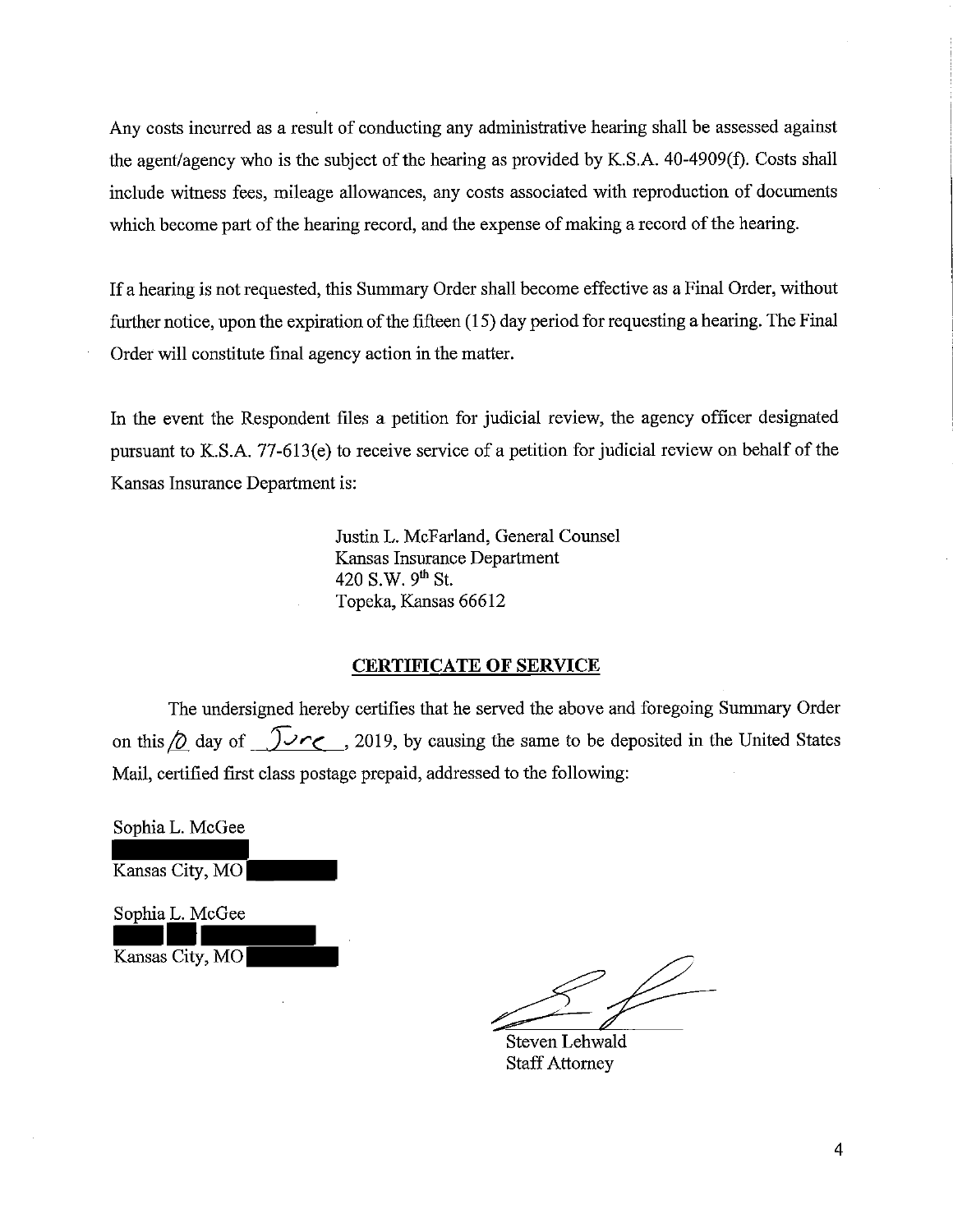Any costs incurred as a result of conducting any administrative hearing shall be assessed against the agent/agency who is the subject of the hearing as provided by K.S.A. 40-4909(f). Costs shall include witness fees, mileage allowances, any costs associated with reproduction of documents which become part of the hearing record, and the expense of making a record of the hearing.

If a hearing is not requested, this Summary Order shall become effective as a Final Order, without further notice, upon the expiration of the fifteen (15) day period for requesting a hearing. The Final Order will constitute final agency action in the matter.

In the event the Respondent files a petition for judicial review, the agency officer designated pursuant to K.S.A. 77-613(e) to receive service of a petition for judicial review on behalf of the Kansas Insurance Department is:

Justin L. McFarland, General Counsel
Kansas Insurance Department
420 S.W. 9th St.
Topeka, Kansas 66612

## CERTIFICATE OF SERVICE

The undersigned hereby certifies that he served the above and foregoing Summary Order on this 10 day of June, 2019, by causing the same to be deposited in the United States Mail, certified first class postage prepaid, addressed to the following:

Sophia L. McGee
[REDACTED]
Kansas City, MO [REDACTED]

Sophia L. McGee
[REDACTED]
Kansas City, MO [REDACTED]

Steven Lehwald
Staff Attorney